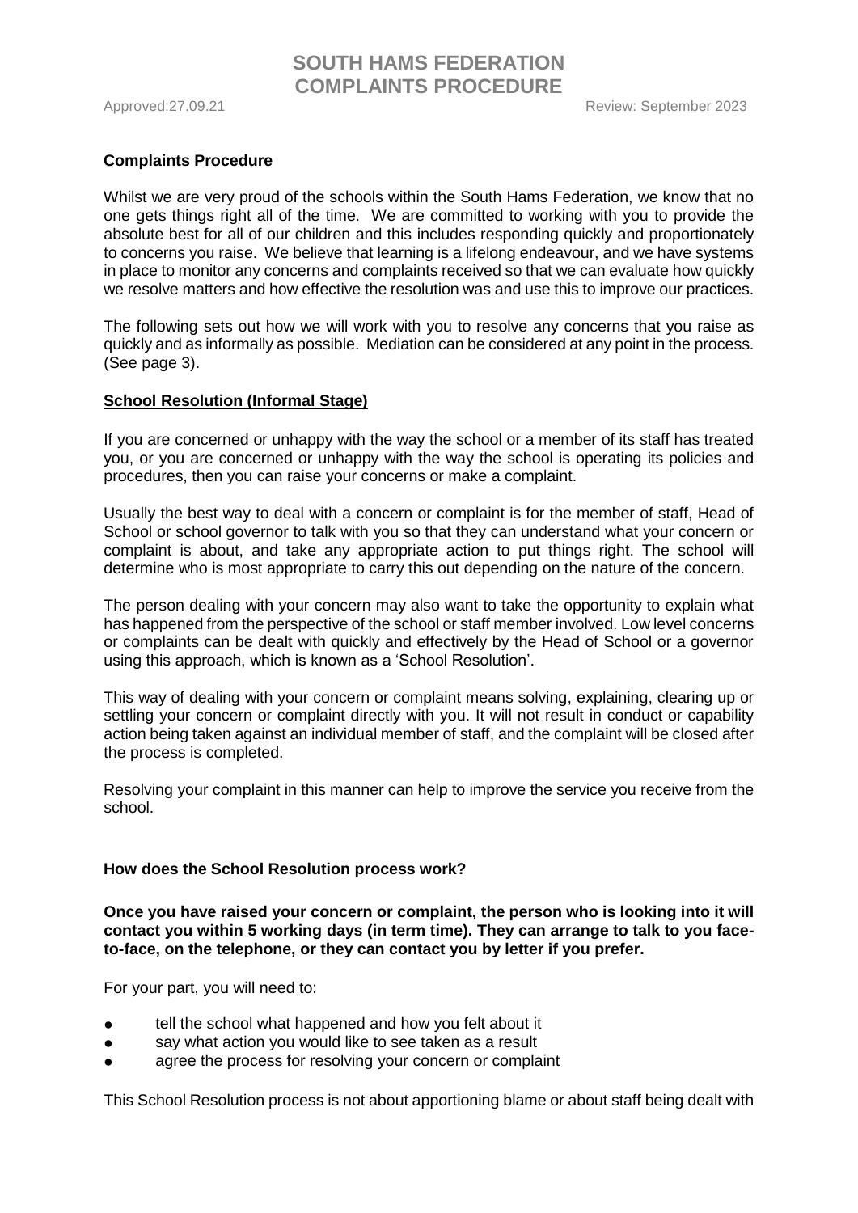# SOUTH HAMS FEDERATION COMPLAINTS PROCEDURE

Approved:27.09.21 Review: September 2023

**Complaints Procedure**

Whilst we are very proud of the schools within the South Hams Federation, we know that no one gets things right all of the time. We are committed to working with you to provide the absolute best for all of our children and this includes responding quickly and proportionately to concerns you raise. We believe that learning is a lifelong endeavour, and we have systems in place to monitor any concerns and complaints received so that we can evaluate how quickly we resolve matters and how effective the resolution was and use this to improve our practices.

The following sets out how we will work with you to resolve any concerns that you raise as quickly and as informally as possible. Mediation can be considered at any point in the process. (See page 3).

**School Resolution (Informal Stage)**

If you are concerned or unhappy with the way the school or a member of its staff has treated you, or you are concerned or unhappy with the way the school is operating its policies and procedures, then you can raise your concerns or make a complaint.

Usually the best way to deal with a concern or complaint is for the member of staff, Head of School or school governor to talk with you so that they can understand what your concern or complaint is about, and take any appropriate action to put things right. The school will determine who is most appropriate to carry this out depending on the nature of the concern.

The person dealing with your concern may also want to take the opportunity to explain what has happened from the perspective of the school or staff member involved. Low level concerns or complaints can be dealt with quickly and effectively by the Head of School or a governor using this approach, which is known as a 'School Resolution'.

This way of dealing with your concern or complaint means solving, explaining, clearing up or settling your concern or complaint directly with you. It will not result in conduct or capability action being taken against an individual member of staff, and the complaint will be closed after the process is completed.

Resolving your complaint in this manner can help to improve the service you receive from the school.

**How does the School Resolution process work?**

**Once you have raised your concern or complaint, the person who is looking into it will contact you within 5 working days (in term time). They can arrange to talk to you face-to-face, on the telephone, or they can contact you by letter if you prefer.**

For your part, you will need to:

- tell the school what happened and how you felt about it
- say what action you would like to see taken as a result
- agree the process for resolving your concern or complaint

This School Resolution process is not about apportioning blame or about staff being dealt with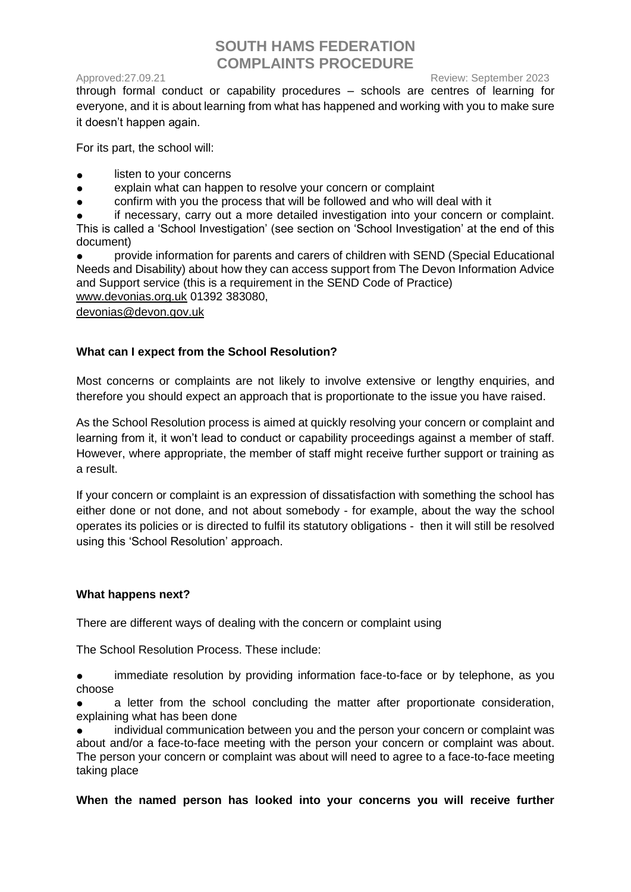through formal conduct or capability procedures – schools are centres of learning for everyone, and it is about learning from what has happened and working with you to make sure it doesn't happen again.

For its part, the school will:

- listen to your concerns
- explain what can happen to resolve your concern or complaint
- confirm with you the process that will be followed and who will deal with it
- if necessary, carry out a more detailed investigation into your concern or complaint. This is called a 'School Investigation' (see section on 'School Investigation' at the end of this document)
- provide information for parents and carers of children with SEND (Special Educational Needs and Disability) about how they can access support from The Devon Information Advice and Support service (this is a requirement in the SEND Code of Practice) www.devonias.org.uk 01392 383080, devonias@devon.gov.uk

**What can I expect from the School Resolution?**

Most concerns or complaints are not likely to involve extensive or lengthy enquiries, and therefore you should expect an approach that is proportionate to the issue you have raised.

As the School Resolution process is aimed at quickly resolving your concern or complaint and learning from it, it won't lead to conduct or capability proceedings against a member of staff. However, where appropriate, the member of staff might receive further support or training as a result.

If your concern or complaint is an expression of dissatisfaction with something the school has either done or not done, and not about somebody - for example, about the way the school operates its policies or is directed to fulfil its statutory obligations - then it will still be resolved using this 'School Resolution' approach.

**What happens next?**

There are different ways of dealing with the concern or complaint using

The School Resolution Process. These include:

- immediate resolution by providing information face-to-face or by telephone, as you choose
- a letter from the school concluding the matter after proportionate consideration, explaining what has been done
- individual communication between you and the person your concern or complaint was about and/or a face-to-face meeting with the person your concern or complaint was about. The person your concern or complaint was about will need to agree to a face-to-face meeting taking place

**When the named person has looked into your concerns you will receive further**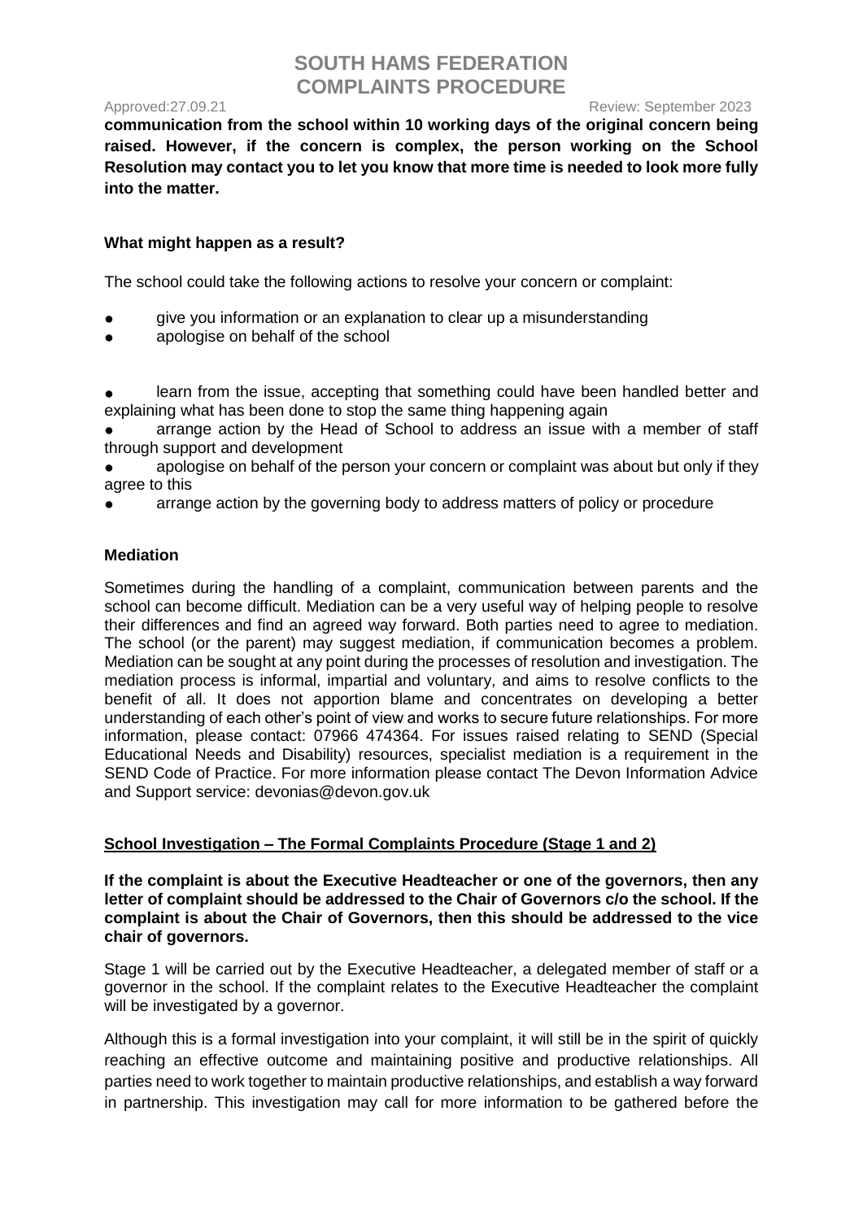**communication from the school within 10 working days of the original concern being raised. However, if the concern is complex, the person working on the School Resolution may contact you to let you know that more time is needed to look more fully into the matter.**

**What might happen as a result?**

The school could take the following actions to resolve your concern or complaint:

- give you information or an explanation to clear up a misunderstanding
- apologise on behalf of the school

- learn from the issue, accepting that something could have been handled better and explaining what has been done to stop the same thing happening again
- arrange action by the Head of School to address an issue with a member of staff through support and development
- apologise on behalf of the person your concern or complaint was about but only if they agree to this
- arrange action by the governing body to address matters of policy or procedure

**Mediation**

Sometimes during the handling of a complaint, communication between parents and the school can become difficult. Mediation can be a very useful way of helping people to resolve their differences and find an agreed way forward. Both parties need to agree to mediation. The school (or the parent) may suggest mediation, if communication becomes a problem. Mediation can be sought at any point during the processes of resolution and investigation. The mediation process is informal, impartial and voluntary, and aims to resolve conflicts to the benefit of all. It does not apportion blame and concentrates on developing a better understanding of each other's point of view and works to secure future relationships. For more information, please contact: 07966 474364. For issues raised relating to SEND (Special Educational Needs and Disability) resources, specialist mediation is a requirement in the SEND Code of Practice. For more information please contact The Devon Information Advice and Support service: devonias@devon.gov.uk

**<u>School Investigation – The Formal Complaints Procedure (Stage 1 and 2)</u>**

**If the complaint is about the Executive Headteacher or one of the governors, then any letter of complaint should be addressed to the Chair of Governors c/o the school. If the complaint is about the Chair of Governors, then this should be addressed to the vice chair of governors.**

Stage 1 will be carried out by the Executive Headteacher, a delegated member of staff or a governor in the school. If the complaint relates to the Executive Headteacher the complaint will be investigated by a governor.

Although this is a formal investigation into your complaint, it will still be in the spirit of quickly reaching an effective outcome and maintaining positive and productive relationships. All parties need to work together to maintain productive relationships, and establish a way forward in partnership. This investigation may call for more information to be gathered before the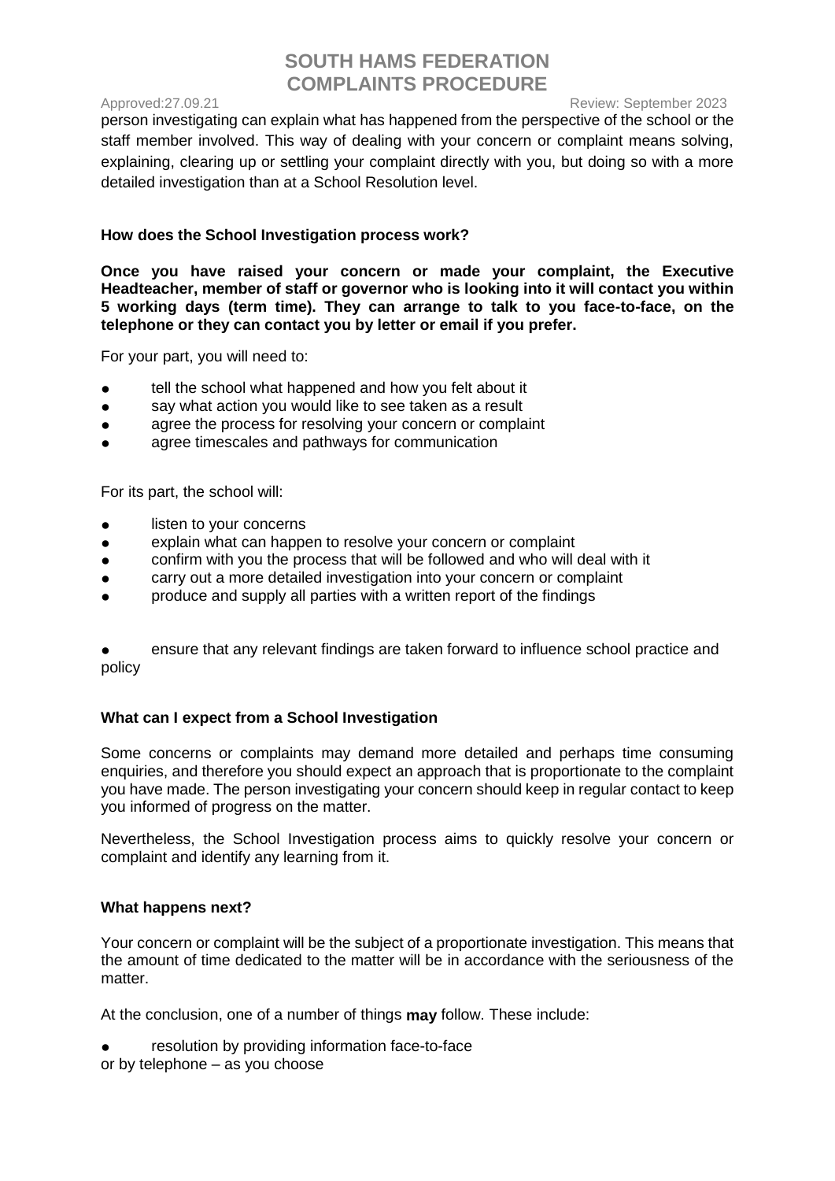person investigating can explain what has happened from the perspective of the school or the staff member involved. This way of dealing with your concern or complaint means solving, explaining, clearing up or settling your complaint directly with you, but doing so with a more detailed investigation than at a School Resolution level.

**How does the School Investigation process work?**

**Once you have raised your concern or made your complaint, the Executive Headteacher, member of staff or governor who is looking into it will contact you within 5 working days (term time). They can arrange to talk to you face-to-face, on the telephone or they can contact you by letter or email if you prefer.**

For your part, you will need to:

- tell the school what happened and how you felt about it
- say what action you would like to see taken as a result
- agree the process for resolving your concern or complaint
- agree timescales and pathways for communication

For its part, the school will:

- listen to your concerns
- explain what can happen to resolve your concern or complaint
- confirm with you the process that will be followed and who will deal with it
- carry out a more detailed investigation into your concern or complaint
- produce and supply all parties with a written report of the findings
- ensure that any relevant findings are taken forward to influence school practice and policy

**What can I expect from a School Investigation**

Some concerns or complaints may demand more detailed and perhaps time consuming enquiries, and therefore you should expect an approach that is proportionate to the complaint you have made. The person investigating your concern should keep in regular contact to keep you informed of progress on the matter.

Nevertheless, the School Investigation process aims to quickly resolve your concern or complaint and identify any learning from it.

**What happens next?**

Your concern or complaint will be the subject of a proportionate investigation. This means that the amount of time dedicated to the matter will be in accordance with the seriousness of the matter.

At the conclusion, one of a number of things **may** follow. These include:

- resolution by providing information face-to-face or by telephone – as you choose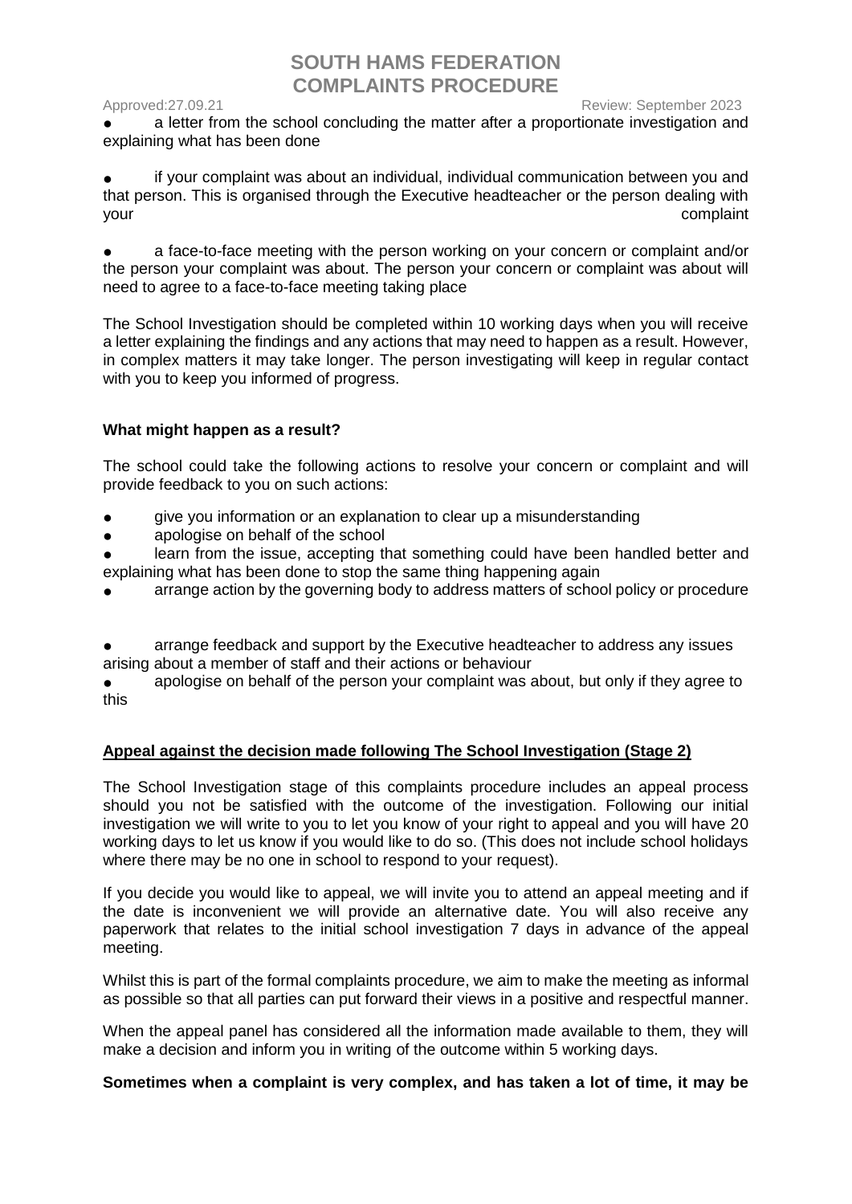- a letter from the school concluding the matter after a proportionate investigation and explaining what has been done

- if your complaint was about an individual, individual communication between you and that person. This is organised through the Executive headteacher or the person dealing with your complaint

- a face-to-face meeting with the person working on your concern or complaint and/or the person your complaint was about. The person your concern or complaint was about will need to agree to a face-to-face meeting taking place

The School Investigation should be completed within 10 working days when you will receive a letter explaining the findings and any actions that may need to happen as a result. However, in complex matters it may take longer. The person investigating will keep in regular contact with you to keep you informed of progress.

**What might happen as a result?**

The school could take the following actions to resolve your concern or complaint and will provide feedback to you on such actions:

- give you information or an explanation to clear up a misunderstanding
- apologise on behalf of the school
- learn from the issue, accepting that something could have been handled better and explaining what has been done to stop the same thing happening again
- arrange action by the governing body to address matters of school policy or procedure
- arrange feedback and support by the Executive headteacher to address any issues arising about a member of staff and their actions or behaviour
- apologise on behalf of the person your complaint was about, but only if they agree to this

**Appeal against the decision made following The School Investigation (Stage 2)**

The School Investigation stage of this complaints procedure includes an appeal process should you not be satisfied with the outcome of the investigation. Following our initial investigation we will write to you to let you know of your right to appeal and you will have 20 working days to let us know if you would like to do so. (This does not include school holidays where there may be no one in school to respond to your request).

If you decide you would like to appeal, we will invite you to attend an appeal meeting and if the date is inconvenient we will provide an alternative date. You will also receive any paperwork that relates to the initial school investigation 7 days in advance of the appeal meeting.

Whilst this is part of the formal complaints procedure, we aim to make the meeting as informal as possible so that all parties can put forward their views in a positive and respectful manner.

When the appeal panel has considered all the information made available to them, they will make a decision and inform you in writing of the outcome within 5 working days.

**Sometimes when a complaint is very complex, and has taken a lot of time, it may be**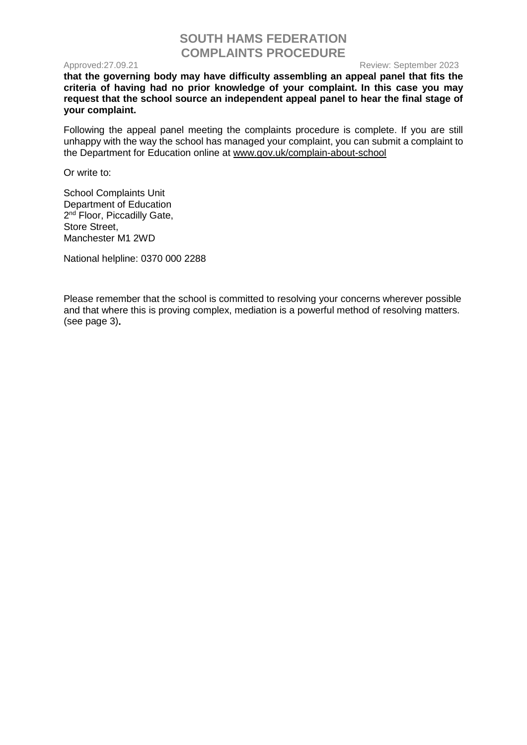**that the governing body may have difficulty assembling an appeal panel that fits the criteria of having had no prior knowledge of your complaint. In this case you may request that the school source an independent appeal panel to hear the final stage of your complaint.**

Following the appeal panel meeting the complaints procedure is complete. If you are still unhappy with the way the school has managed your complaint, you can submit a complaint to the Department for Education online at www.gov.uk/complain-about-school

Or write to:

School Complaints Unit
Department of Education
2nd Floor, Piccadilly Gate,
Store Street,
Manchester M1 2WD

National helpline: 0370 000 2288

Please remember that the school is committed to resolving your concerns wherever possible and that where this is proving complex, mediation is a powerful method of resolving matters. (see page 3).